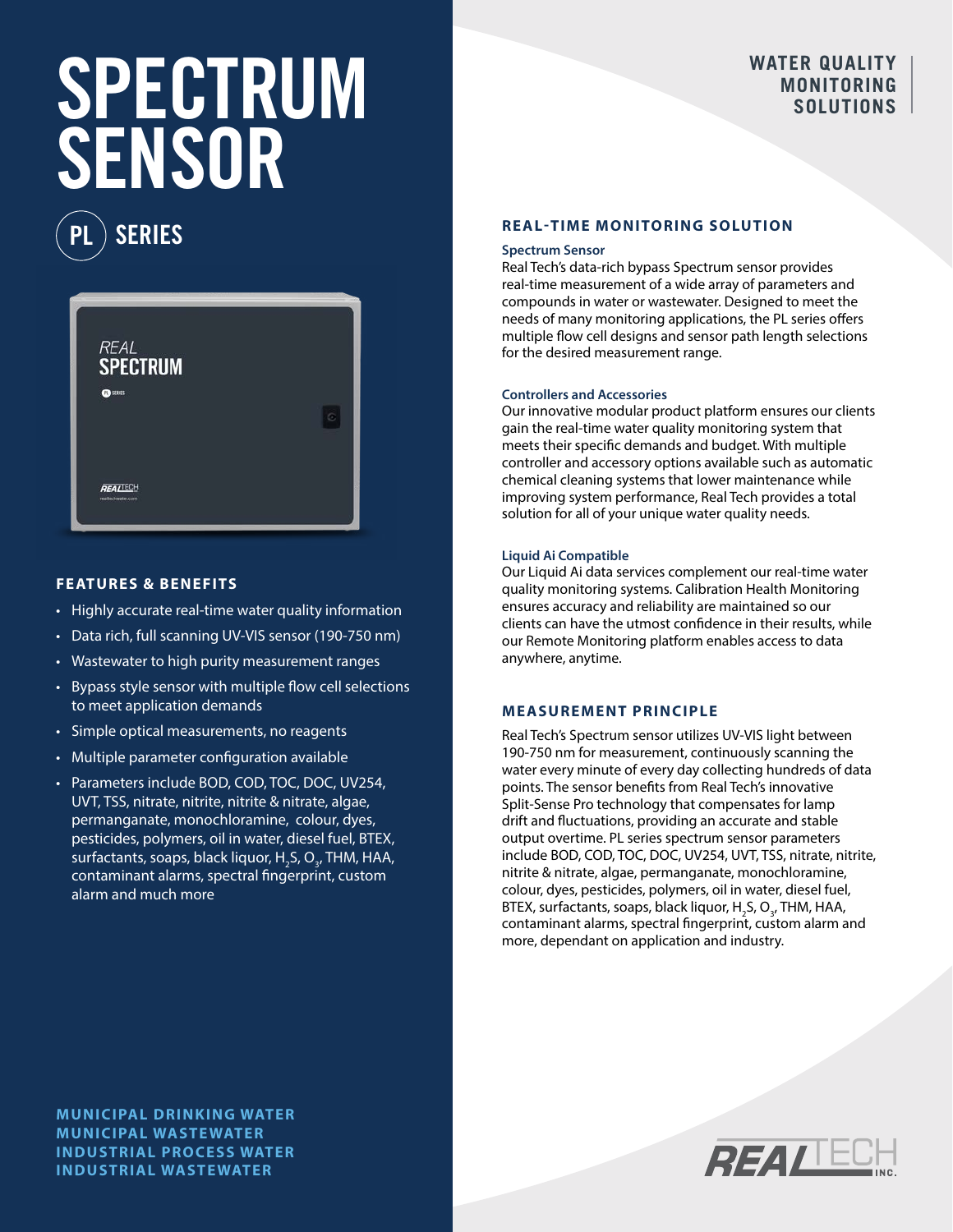# SPECTRUM SENSOR

## PL SERIES

**WATER QUALITY MONITORING SOLUTIONS**

### FEATURES & BENEFITS

- Highly accurate real-time water quality information
- Data rich, full scanning UV-VIS sensor (190-750 nm)
- Wastewater to high purity measurement ranges
- Bypass style sensor with multiple flow cell selections to meet application demands
- Simple optical measurements, no reagents
- Multiple parameter configuration available
- Parameters include BOD, COD, TOC, DOC, UV254, UVT, TSS, nitrate, nitrite, nitrite & nitrate, algae, permanganate, monochloramine, colour, dyes, pesticides, polymers, oil in water, diesel fuel, BTEX, surfactants, soaps, black liquor, $H_2S$, $O_3$, THM, HAA, contaminant alarms, spectral fingerprint, custom alarm and much more

**MUNICIPAL DRINKING WATER**
**MUNICIPAL WASTEWATER**
**INDUSTRIAL PROCESS WATER**
**INDUSTRIAL WASTEWATER**

## REAL-TIME MONITORING SOLUTION

### Spectrum Sensor

Real Tech's data-rich bypass Spectrum sensor provides real-time measurement of a wide array of parameters and compounds in water or wastewater. Designed to meet the needs of many monitoring applications, the PL series offers multiple flow cell designs and sensor path length selections for the desired measurement range.

### Controllers and Accessories

Our innovative modular product platform ensures our clients gain the real-time water quality monitoring system that meets their specific demands and budget. With multiple controller and accessory options available such as automatic chemical cleaning systems that lower maintenance while improving system performance, Real Tech provides a total solution for all of your unique water quality needs.

### Liquid Ai Compatible

Our Liquid Ai data services complement our real-time water quality monitoring systems. Calibration Health Monitoring ensures accuracy and reliability are maintained so our clients can have the utmost confidence in their results, while our Remote Monitoring platform enables access to data anywhere, anytime.

## MEASUREMENT PRINCIPLE

Real Tech's Spectrum sensor utilizes UV-VIS light between 190-750 nm for measurement, continuously scanning the water every minute of every day collecting hundreds of data points. The sensor benefits from Real Tech's innovative Split-Sense Pro technology that compensates for lamp drift and fluctuations, providing an accurate and stable output overtime. PL series spectrum sensor parameters include BOD, COD, TOC, DOC, UV254, UVT, TSS, nitrate, nitrite, nitrite & nitrate, algae, permanganate, monochloramine, colour, dyes, pesticides, polymers, oil in water, diesel fuel, BTEX, surfactants, soaps, black liquor, $H_2S$, $O_3$, THM, HAA, contaminant alarms, spectral fingerprint, custom alarm and more, dependant on application and industry.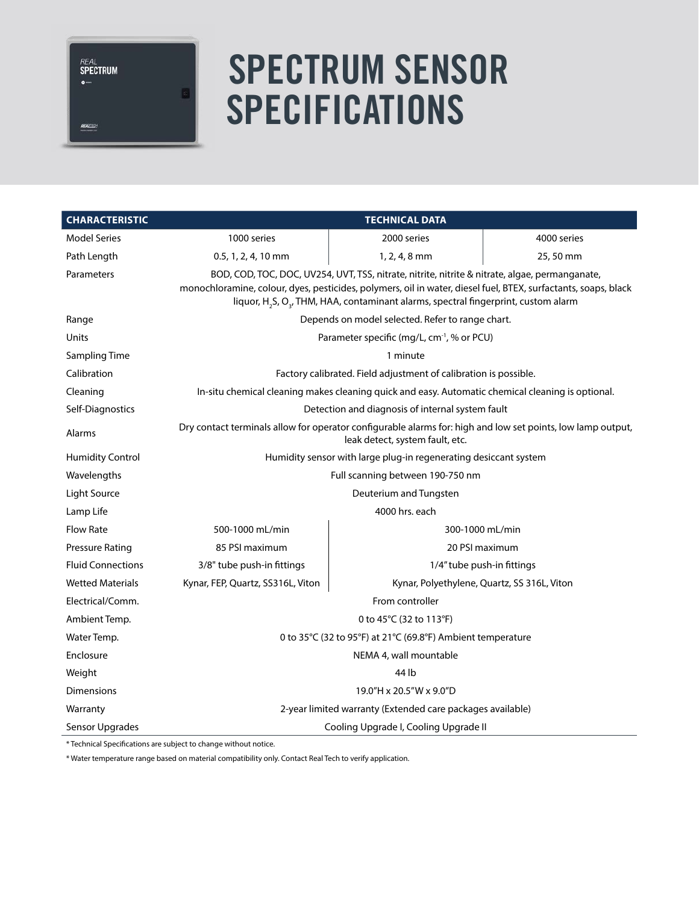# SPECTRUM SENSOR SPECIFICATIONS

| CHARACTERISTIC | TECHNICAL DATA | | |
|---|---|---|---|
| Model Series | 1000 series | 2000 series | 4000 series |
| Path Length | 0.5, 1, 2, 4, 10 mm | 1, 2, 4, 8 mm | 25, 50 mm |
| Parameters | BOD, COD, TOC, DOC, UV254, UVT, TSS, nitrate, nitrite, nitrite & nitrate, algae, permanganate, monochloramine, colour, dyes, pesticides, polymers, oil in water, diesel fuel, BTEX, surfactants, soaps, black liquor, $H_2S$, $O_3$, THM, HAA, contaminant alarms, spectral fingerprint, custom alarm | | |
| Range | Depends on model selected. Refer to range chart. | | |
| Units | Parameter specific (mg/L, $cm^{-1}$, % or PCU) | | |
| Sampling Time | 1 minute | | |
| Calibration | Factory calibrated. Field adjustment of calibration is possible. | | |
| Cleaning | In-situ chemical cleaning makes cleaning quick and easy. Automatic chemical cleaning is optional. | | |
| Self-Diagnostics | Detection and diagnosis of internal system fault | | |
| Alarms | Dry contact terminals allow for operator configurable alarms for: high and low set points, low lamp output, leak detect, system fault, etc. | | |
| Humidity Control | Humidity sensor with large plug-in regenerating desiccant system | | |
| Wavelengths | Full scanning between 190-750 nm | | |
| Light Source | Deuterium and Tungsten | | |
| Lamp Life | 4000 hrs. each | | |
| Flow Rate | 500-1000 mL/min | 300-1000 mL/min | |
| Pressure Rating | 85 PSI maximum | 20 PSI maximum | |
| Fluid Connections | 3/8" tube push-in fittings | 1/4" tube push-in fittings | |
| Wetted Materials | Kynar, FEP, Quartz, SS316L, Viton | Kynar, Polyethylene, Quartz, SS 316L, Viton | |
| Electrical/Comm. | From controller | | |
| Ambient Temp. | 0 to 45°C (32 to 113°F) | | |
| Water Temp. | 0 to 35°C (32 to 95°F) at 21°C (69.8°F) Ambient temperature | | |
| Enclosure | NEMA 4, wall mountable | | |
| Weight | 44 lb | | |
| Dimensions | 19.0"H x 20.5"W x 9.0"D | | |
| Warranty | 2-year limited warranty (Extended care packages available) | | |
| Sensor Upgrades | Cooling Upgrade I, Cooling Upgrade II | | |

* Technical Specifications are subject to change without notice.

* Water temperature range based on material compatibility only. Contact Real Tech to verify application.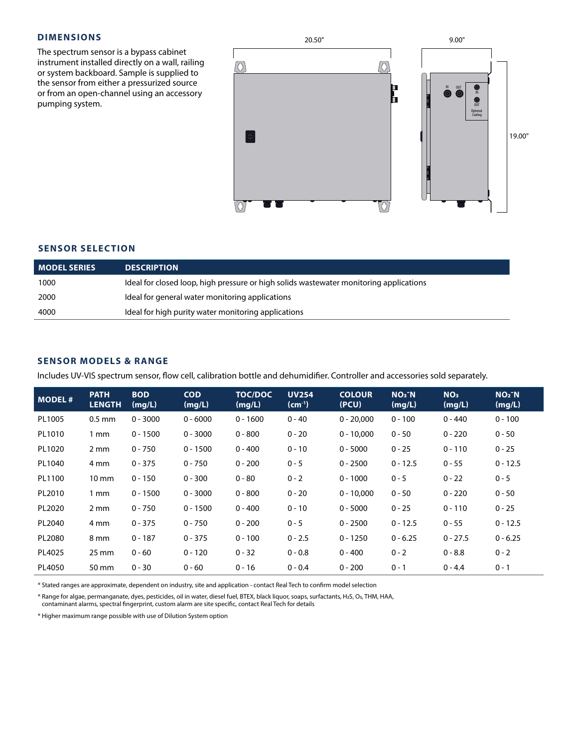## DIMENSIONS

The spectrum sensor is a bypass cabinet instrument installed directly on a wall, railing or system backboard. Sample is supplied to the sensor from either a pressurized source or from an open-channel using an accessory pumping system.

20.50" 9.00" 19.00"

IN OUT IN OUT Optional Cooling

## SENSOR SELECTION

| MODEL SERIES | DESCRIPTION |
|---|---|
| 1000 | Ideal for closed loop, high pressure or high solids wastewater monitoring applications |
| 2000 | Ideal for general water monitoring applications |
| 4000 | Ideal for high purity water monitoring applications |

## SENSOR MODELS & RANGE

Includes UV-VIS spectrum sensor, flow cell, calibration bottle and dehumidifier. Controller and accessories sold separately.

| MODEL # | PATH LENGTH | BOD (mg/L) | COD (mg/L) | TOC/DOC (mg/L) | UV254 ($cm^{-1}$) | COLOUR (PCU) | $NO_3^-N$ (mg/L) | $NO_3$ (mg/L) | $NO_2^-N$ (mg/L) |
|---|---|---|---|---|---|---|---|---|---|
| PL1005 | 0.5 mm | 0 - 3000 | 0 - 6000 | 0 - 1600 | 0 - 40 | 0 - 20,000 | 0 - 100 | 0 - 440 | 0 - 100 |
| PL1010 | 1 mm | 0 - 1500 | 0 - 3000 | 0 - 800 | 0 - 20 | 0 - 10,000 | 0 - 50 | 0 - 220 | 0 - 50 |
| PL1020 | 2 mm | 0 - 750 | 0 - 1500 | 0 - 400 | 0 - 10 | 0 - 5000 | 0 - 25 | 0 - 110 | 0 - 25 |
| PL1040 | 4 mm | 0 - 375 | 0 - 750 | 0 - 200 | 0 - 5 | 0 - 2500 | 0 - 12.5 | 0 - 55 | 0 - 12.5 |
| PL1100 | 10 mm | 0 - 150 | 0 - 300 | 0 - 80 | 0 - 2 | 0 - 1000 | 0 - 5 | 0 - 22 | 0 - 5 |
| PL2010 | 1 mm | 0 - 1500 | 0 - 3000 | 0 - 800 | 0 - 20 | 0 - 10,000 | 0 - 50 | 0 - 220 | 0 - 50 |
| PL2020 | 2 mm | 0 - 750 | 0 - 1500 | 0 - 400 | 0 - 10 | 0 - 5000 | 0 - 25 | 0 - 110 | 0 - 25 |
| PL2040 | 4 mm | 0 - 375 | 0 - 750 | 0 - 200 | 0 - 5 | 0 - 2500 | 0 - 12.5 | 0 - 55 | 0 - 12.5 |
| PL2080 | 8 mm | 0 - 187 | 0 - 375 | 0 - 100 | 0 - 2.5 | 0 - 1250 | 0 - 6.25 | 0 - 27.5 | 0 - 6.25 |
| PL4025 | 25 mm | 0 - 60 | 0 - 120 | 0 - 32 | 0 - 0.8 | 0 - 400 | 0 - 2 | 0 - 8.8 | 0 - 2 |
| PL4050 | 50 mm | 0 - 30 | 0 - 60 | 0 - 16 | 0 - 0.4 | 0 - 200 | 0 - 1 | 0 - 4.4 | 0 - 1 |

* Stated ranges are approximate, dependent on industry, site and application - contact Real Tech to confirm model selection

* Range for algae, permanganate, dyes, pesticides, oil in water, diesel fuel, BTEX, black liquor, soaps, surfactants, $H_2S$, $O_3$, THM, HAA, contaminant alarms, spectral fingerprint, custom alarm are site specific, contact Real Tech for details

* Higher maximum range possible with use of Dilution System option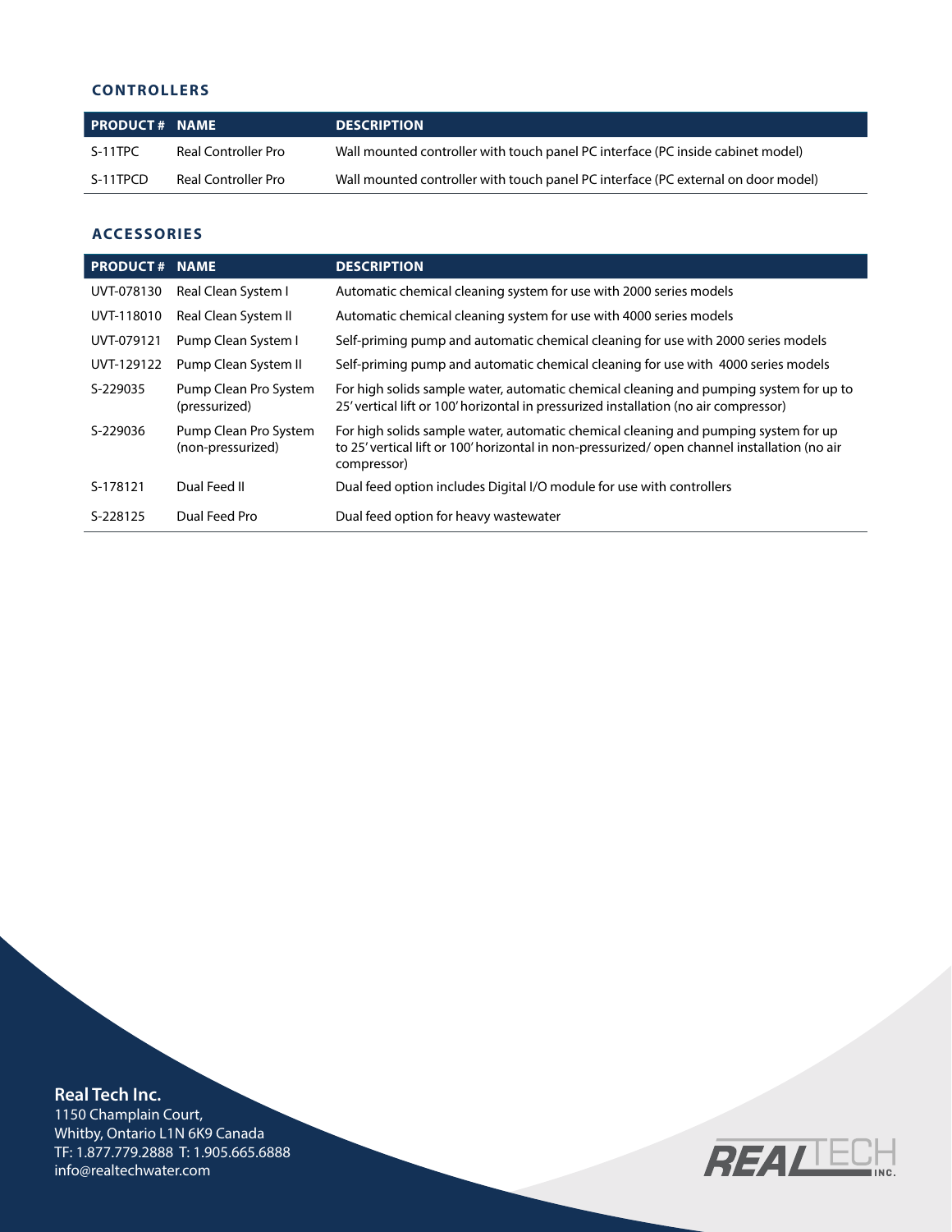### CONTROLLERS

| PRODUCT # | NAME | DESCRIPTION |
|---|---|---|
| S-11TPC | Real Controller Pro | Wall mounted controller with touch panel PC interface (PC inside cabinet model) |
| S-11TPCD | Real Controller Pro | Wall mounted controller with touch panel PC interface (PC external on door model) |

### ACCESSORIES

| PRODUCT # | NAME | DESCRIPTION |
|---|---|---|
| UVT-078130 | Real Clean System I | Automatic chemical cleaning system for use with 2000 series models |
| UVT-118010 | Real Clean System II | Automatic chemical cleaning system for use with 4000 series models |
| UVT-079121 | Pump Clean System I | Self-priming pump and automatic chemical cleaning for use with 2000 series models |
| UVT-129122 | Pump Clean System II | Self-priming pump and automatic chemical cleaning for use with 4000 series models |
| S-229035 | Pump Clean Pro System (pressurized) | For high solids sample water, automatic chemical cleaning and pumping system for up to 25' vertical lift or 100' horizontal in pressurized installation (no air compressor) |
| S-229036 | Pump Clean Pro System (non-pressurized) | For high solids sample water, automatic chemical cleaning and pumping system for up to 25' vertical lift or 100' horizontal in non-pressurized/ open channel installation (no air compressor) |
| S-178121 | Dual Feed II | Dual feed option includes Digital I/O module for use with controllers |
| S-228125 | Dual Feed Pro | Dual feed option for heavy wastewater |

**Real Tech Inc.**
1150 Champlain Court,
Whitby, Ontario L1N 6K9 Canada
TF: 1.877.779.2888 T: 1.905.665.6888
info@realtechwater.com

REALTECH INC.